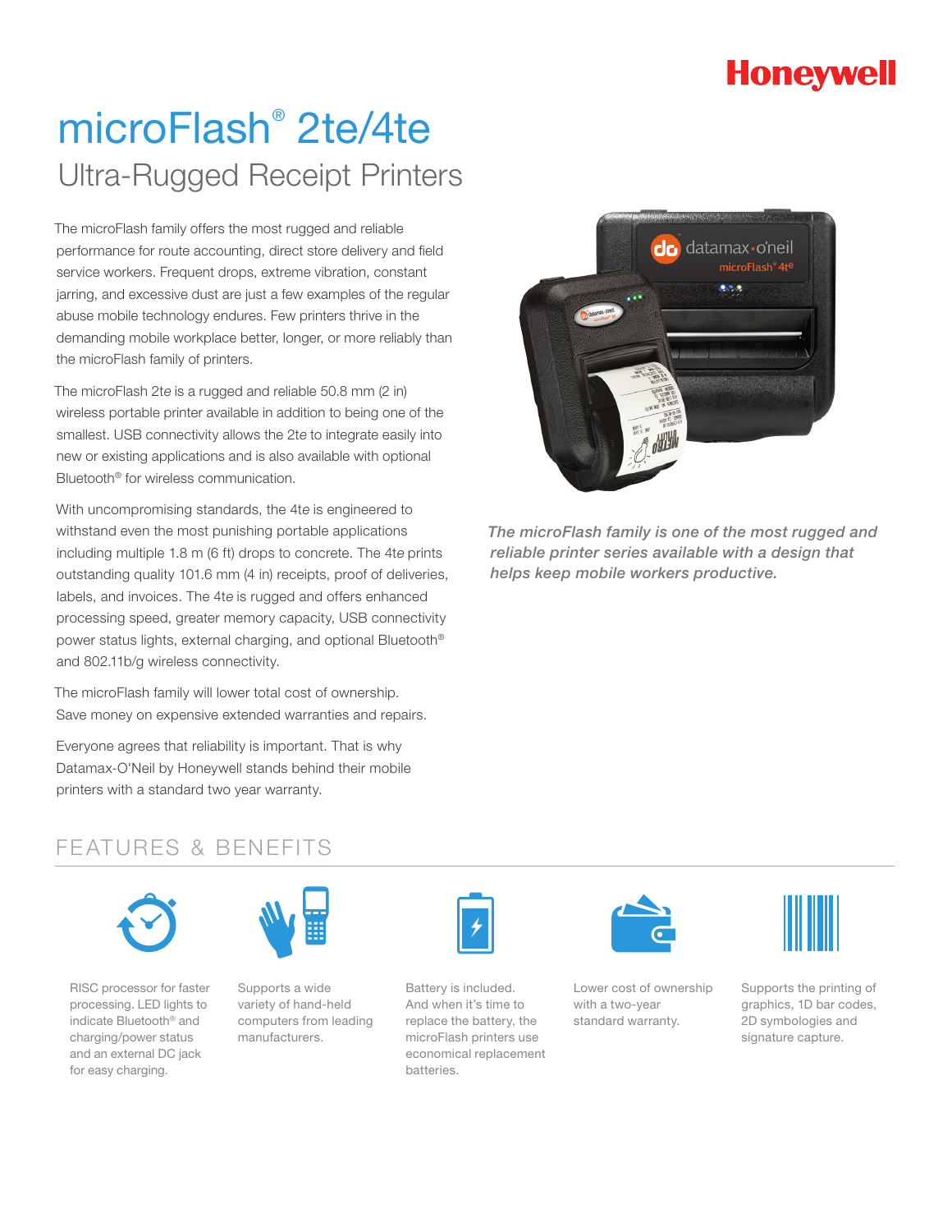Honeywell

# microFlash® 2te/4te

## Ultra-Rugged Receipt Printers

The microFlash family offers the most rugged and reliable performance for route accounting, direct store delivery and field service workers. Frequent drops, extreme vibration, constant jarring, and excessive dust are just a few examples of the regular abuse mobile technology endures. Few printers thrive in the demanding mobile workplace better, longer, or more reliably than the microFlash family of printers.

The microFlash 2te is a rugged and reliable 50.8 mm (2 in) wireless portable printer available in addition to being one of the smallest. USB connectivity allows the 2te to integrate easily into new or existing applications and is also available with optional Bluetooth® for wireless communication.

With uncompromising standards, the 4te is engineered to withstand even the most punishing portable applications including multiple 1.8 m (6 ft) drops to concrete. The 4te prints outstanding quality 101.6 mm (4 in) receipts, proof of deliveries, labels, and invoices. The 4te is rugged and offers enhanced processing speed, greater memory capacity, USB connectivity power status lights, external charging, and optional Bluetooth® and 802.11b/g wireless connectivity.

The microFlash family will lower total cost of ownership. Save money on expensive extended warranties and repairs.

Everyone agrees that reliability is important. That is why Datamax-O'Neil by Honeywell stands behind their mobile printers with a standard two year warranty.

*The microFlash family is one of the most rugged and reliable printer series available with a design that helps keep mobile workers productive.*

## FEATURES & BENEFITS

RISC processor for faster processing. LED lights to indicate Bluetooth® and charging/power status and an external DC jack for easy charging.

Supports a wide variety of hand-held computers from leading manufacturers.

Battery is included. And when it's time to replace the battery, the microFlash printers use economical replacement batteries.

Lower cost of ownership with a two-year standard warranty.

Supports the printing of graphics, 1D bar codes, 2D symbologies and signature capture.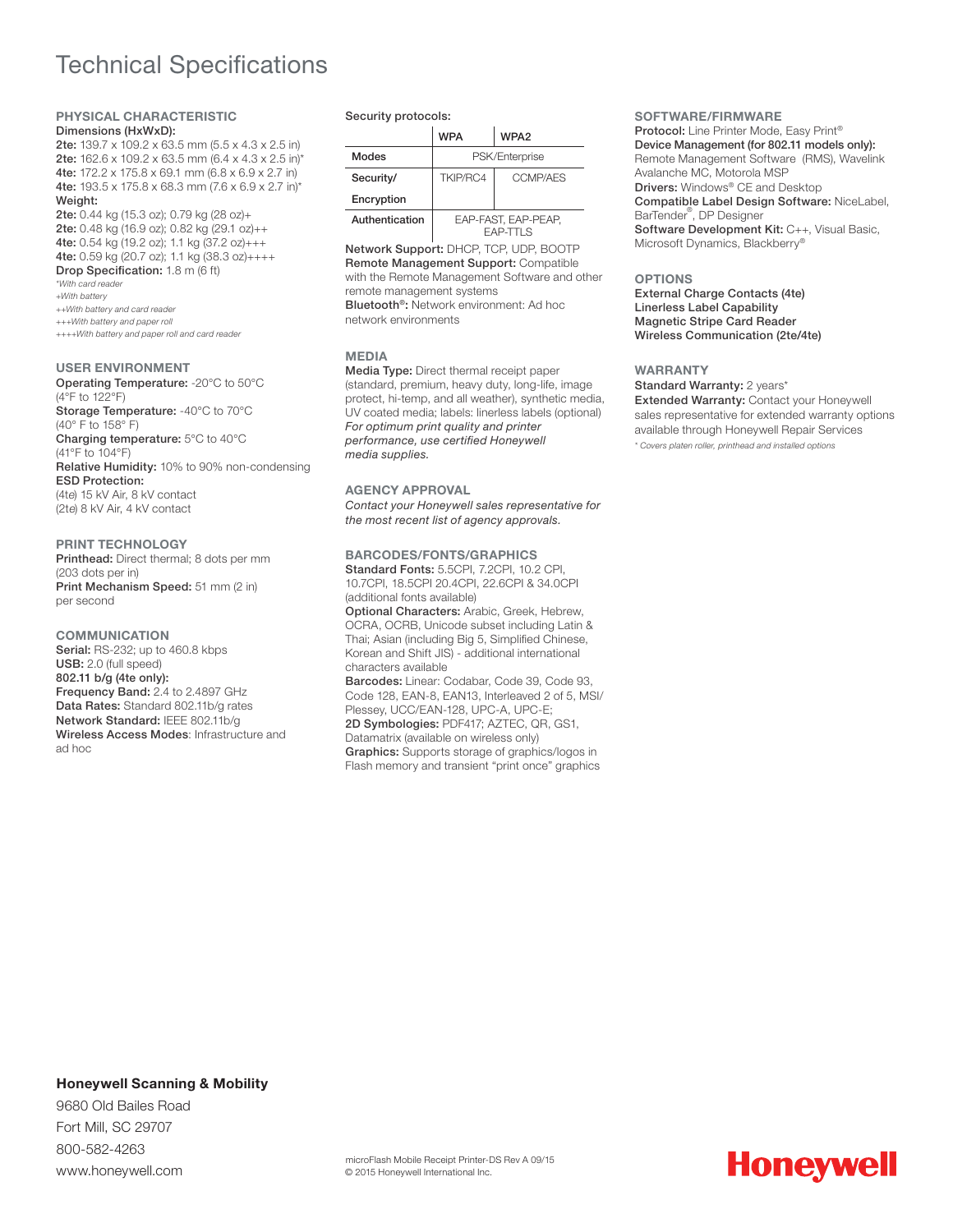# Technical Specifications

## PHYSICAL CHARACTERISTIC

**Dimensions (HxWxD):**
**2te:** 139.7 x 109.2 x 63.5 mm (5.5 x 4.3 x 2.5 in)
**2te:** 162.6 x 109.2 x 63.5 mm (6.4 x 4.3 x 2.5 in)*
**4te:** 172.2 x 175.8 x 69.1 mm (6.8 x 6.9 x 2.7 in)
**4te:** 193.5 x 175.8 x 68.3 mm (7.6 x 6.9 x 2.7 in)*

**Weight:**
**2te:** 0.44 kg (15.3 oz); 0.79 kg (28 oz)+
**2te:** 0.48 kg (16.9 oz); 0.82 kg (29.1 oz)++
**4te:** 0.54 kg (19.2 oz); 1.1 kg (37.2 oz)+++
**4te:** 0.59 kg (20.7 oz); 1.1 kg (38.3 oz)++++

**Drop Specification:** 1.8 m (6 ft)

*\*With card reader*
*+With battery*
*++With battery and card reader*
*+++With battery and paper roll*
*++++With battery and paper roll and card reader*

## USER ENVIRONMENT

**Operating Temperature:** -20°C to 50°C (4°F to 122°F)
**Storage Temperature:** -40°C to 70°C (40° F to 158° F)
**Charging temperature:** 5°C to 40°C (41°F to 104°F)
**Relative Humidity:** 10% to 90% non-condensing
**ESD Protection:**
(4te) 15 kV Air, 8 kV contact
(2te) 8 kV Air, 4 kV contact

## PRINT TECHNOLOGY

**Printhead:** Direct thermal; 8 dots per mm (203 dots per in)
**Print Mechanism Speed:** 51 mm (2 in) per second

## COMMUNICATION

**Serial:** RS-232; up to 460.8 kbps
**USB:** 2.0 (full speed)
**802.11 b/g (4te only):**
**Frequency Band:** 2.4 to 2.4897 GHz
**Data Rates:** Standard 802.11b/g rates
**Network Standard:** IEEE 802.11b/g
**Wireless Access Modes**: Infrastructure and ad hoc

Security protocols:

| | WPA | WPA2 |
|---|---|---|
| Modes | PSK/Enterprise | |
| Security/ Encryption | TKIP/RC4 | CCMP/AES |
| Authentication | EAP-FAST, EAP-PEAP, EAP-TTLS | |

**Network Support:** DHCP, TCP, UDP, BOOTP
**Remote Management Support:** Compatible with the Remote Management Software and other remote management systems
**Bluetooth®:** Network environment: Ad hoc network environments

## MEDIA

**Media Type:** Direct thermal receipt paper (standard, premium, heavy duty, long-life, image protect, hi-temp, and all weather), synthetic media, UV coated media; labels: linerless labels (optional)
*For optimum print quality and printer performance, use certified Honeywell media supplies.*

## AGENCY APPROVAL

*Contact your Honeywell sales representative for the most recent list of agency approvals.*

## BARCODES/FONTS/GRAPHICS

**Standard Fonts:** 5.5CPI, 7.2CPI, 10.2 CPI, 10.7CPI, 18.5CPI 20.4CPI, 22.6CPI & 34.0CPI (additional fonts available)
**Optional Characters:** Arabic, Greek, Hebrew, OCRA, OCRB, Unicode subset including Latin & Thai; Asian (including Big 5, Simplified Chinese, Korean and Shift JIS) - additional international characters available
**Barcodes:** Linear: Codabar, Code 39, Code 93, Code 128, EAN-8, EAN13, Interleaved 2 of 5, MSI/ Plessey, UCC/EAN-128, UPC-A, UPC-E;
**2D Symbologies:** PDF417; AZTEC, QR, GS1, Datamatrix (available on wireless only)
**Graphics:** Supports storage of graphics/logos in Flash memory and transient "print once" graphics

## SOFTWARE/FIRMWARE

**Protocol:** Line Printer Mode, Easy Print®
**Device Management (for 802.11 models only):** Remote Management Software (RMS), Wavelink Avalanche MC, Motorola MSP
**Drivers:** Windows® CE and Desktop
**Compatible Label Design Software:** NiceLabel, BarTender®, DP Designer
**Software Development Kit:** C++, Visual Basic, Microsoft Dynamics, Blackberry®

## OPTIONS

External Charge Contacts (4te)
Linerless Label Capability
Magnetic Stripe Card Reader
Wireless Communication (2te/4te)

## WARRANTY

**Standard Warranty:** 2 years*
**Extended Warranty:** Contact your Honeywell sales representative for extended warranty options available through Honeywell Repair Services
*\* Covers platen roller, printhead and installed options*

**Honeywell Scanning & Mobility**
9680 Old Bailes Road
Fort Mill, SC 29707
800-582-4263
www.honeywell.com

microFlash Mobile Receipt Printer-DS Rev A 09/15
© 2015 Honeywell International Inc.

Honeywell